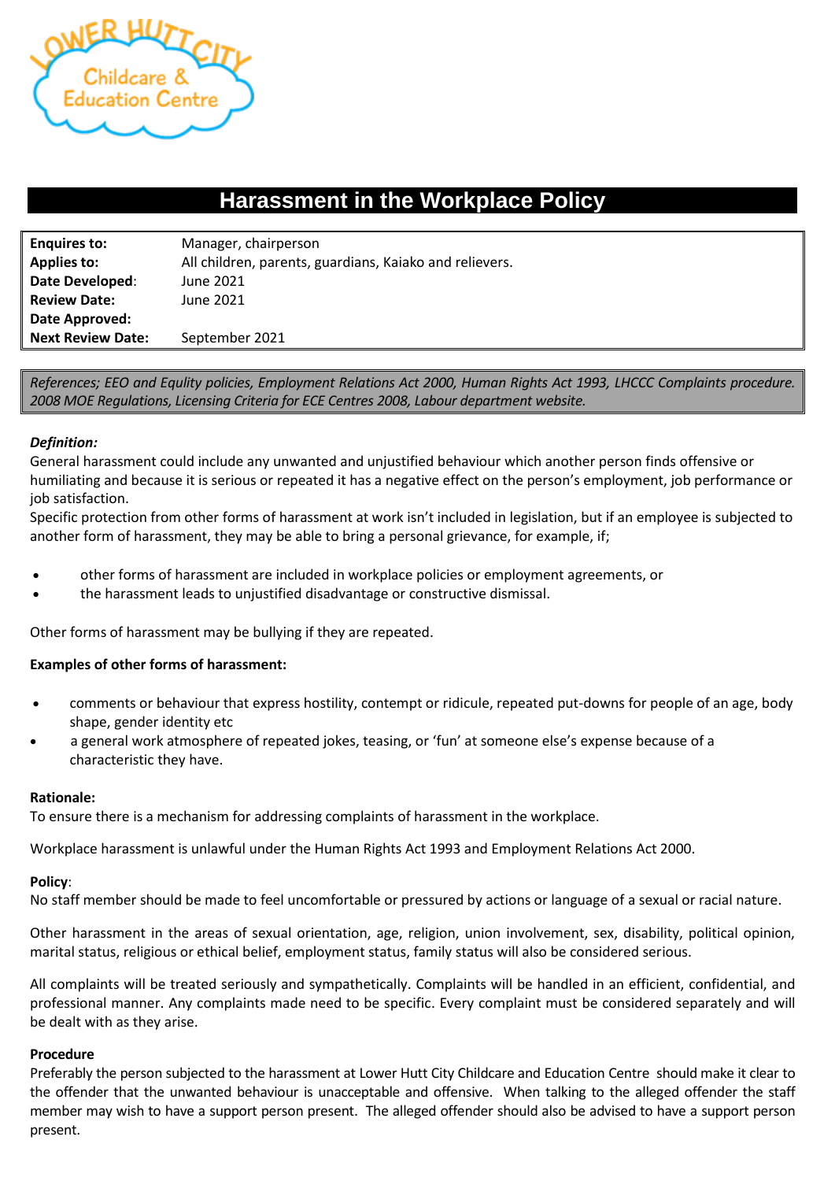# Harassment in the Workplace Policy

| | |
|---|---|
| **Enquires to:** | Manager, chairperson |
| **Applies to:** | All children, parents, guardians, Kaiako and relievers. |
| **Date Developed**: | June 2021 |
| **Review Date:** | June 2021 |
| **Date Approved:** | |
| **Next Review Date:** | September 2021 |

*References; EEO and Equlity policies, Employment Relations Act 2000, Human Rights Act 1993, LHCCC Complaints procedure. 2008 MOE Regulations, Licensing Criteria for ECE Centres 2008, Labour department website.*

***Definition:***

General harassment could include any unwanted and unjustified behaviour which another person finds offensive or humiliating and because it is serious or repeated it has a negative effect on the person's employment, job performance or job satisfaction.

Specific protection from other forms of harassment at work isn't included in legislation, but if an employee is subjected to another form of harassment, they may be able to bring a personal grievance, for example, if;

- other forms of harassment are included in workplace policies or employment agreements, or
- the harassment leads to unjustified disadvantage or constructive dismissal.

Other forms of harassment may be bullying if they are repeated.

**Examples of other forms of harassment:**

- comments or behaviour that express hostility, contempt or ridicule, repeated put-downs for people of an age, body shape, gender identity etc
- a general work atmosphere of repeated jokes, teasing, or 'fun' at someone else's expense because of a characteristic they have.

**Rationale:**

To ensure there is a mechanism for addressing complaints of harassment in the workplace.

Workplace harassment is unlawful under the Human Rights Act 1993 and Employment Relations Act 2000.

**Policy**:

No staff member should be made to feel uncomfortable or pressured by actions or language of a sexual or racial nature.

Other harassment in the areas of sexual orientation, age, religion, union involvement, sex, disability, political opinion, marital status, religious or ethical belief, employment status, family status will also be considered serious.

All complaints will be treated seriously and sympathetically. Complaints will be handled in an efficient, confidential, and professional manner. Any complaints made need to be specific. Every complaint must be considered separately and will be dealt with as they arise.

**Procedure**

Preferably the person subjected to the harassment at Lower Hutt City Childcare and Education Centre should make it clear to the offender that the unwanted behaviour is unacceptable and offensive. When talking to the alleged offender the staff member may wish to have a support person present. The alleged offender should also be advised to have a support person present.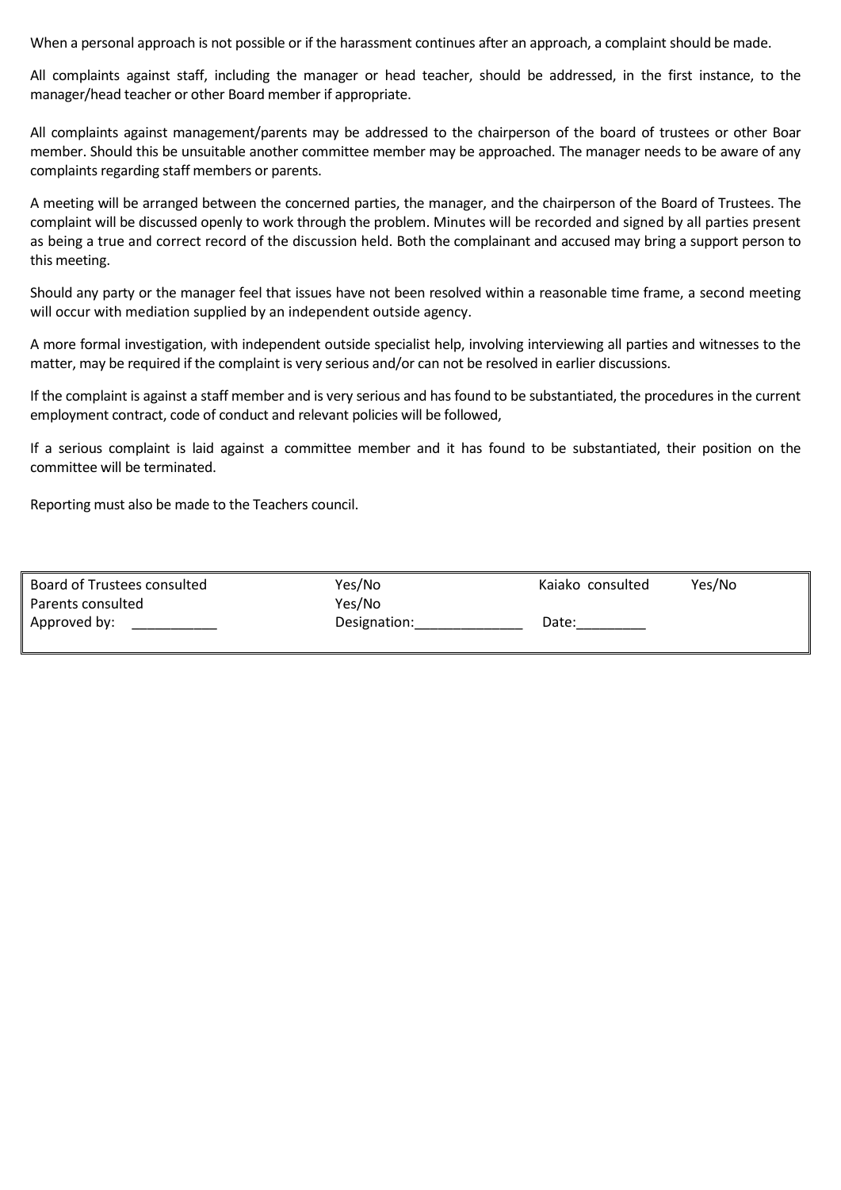When a personal approach is not possible or if the harassment continues after an approach, a complaint should be made.

All complaints against staff, including the manager or head teacher, should be addressed, in the first instance, to the manager/head teacher or other Board member if appropriate.

All complaints against management/parents may be addressed to the chairperson of the board of trustees or other Boar member. Should this be unsuitable another committee member may be approached. The manager needs to be aware of any complaints regarding staff members or parents.

A meeting will be arranged between the concerned parties, the manager, and the chairperson of the Board of Trustees. The complaint will be discussed openly to work through the problem. Minutes will be recorded and signed by all parties present as being a true and correct record of the discussion held. Both the complainant and accused may bring a support person to this meeting.

Should any party or the manager feel that issues have not been resolved within a reasonable time frame, a second meeting will occur with mediation supplied by an independent outside agency.

A more formal investigation, with independent outside specialist help, involving interviewing all parties and witnesses to the matter, may be required if the complaint is very serious and/or can not be resolved in earlier discussions.

If the complaint is against a staff member and is very serious and has found to be substantiated, the procedures in the current employment contract, code of conduct and relevant policies will be followed,

If a serious complaint is laid against a committee member and it has found to be substantiated, their position on the committee will be terminated.

Reporting must also be made to the Teachers council.

| | | | |
|---|---|---|---|
| Board of Trustees consulted | Yes/No | Kaiako consulted | Yes/No |
| Parents consulted | Yes/No | | |
| Approved by: ___________ | Designation:______________ | Date:_________ | |